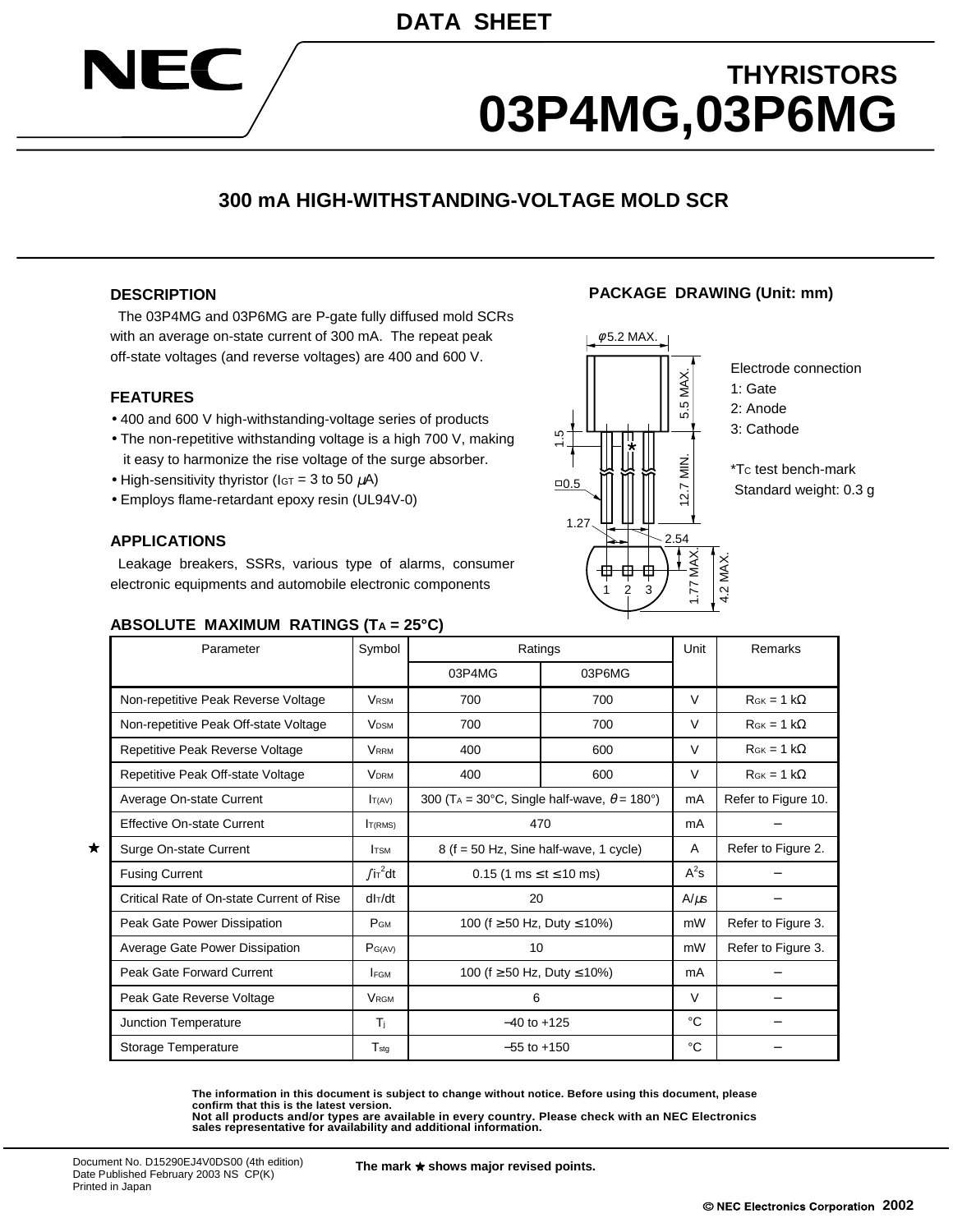DATA SHEET

NEC

# THYRISTORS
# 03P4MG,03P6MG

## 300 mA HIGH-WITHSTANDING-VOLTAGE MOLD SCR

### DESCRIPTION

The 03P4MG and 03P6MG are P-gate fully diffused mold SCRs with an average on-state current of 300 mA. The repeat peak off-state voltages (and reverse voltages) are 400 and 600 V.

### FEATURES

- 400 and 600 V high-withstanding-voltage series of products
- The non-repetitive withstanding voltage is a high 700 V, making it easy to harmonize the rise voltage of the surge absorber.
- High-sensitivity thyristor ($I_{GT}$ = 3 to 50 $\mu$A)
- Employs flame-retardant epoxy resin (UL94V-0)

### APPLICATIONS

Leakage breakers, SSRs, various type of alarms, consumer electronic equipments and automobile electronic components

### PACKAGE DRAWING (Unit: mm)

φ5.2 MAX.
5.5 MAX.
1.5
12.7 MIN.
□0.5
1.27
2.54
1.77 MAX.
4.2 MAX.
1 2 3

Electrode connection
1: Gate
2: Anode
3: Cathode

*$T_C$ test bench-mark
Standard weight: 0.3 g

### ABSOLUTE MAXIMUM RATINGS ($T_A$ = 25°C)

| Parameter | Symbol | Ratings | | Unit | Remarks |
|---|---|---|---|---|---|
| | | 03P4MG | 03P6MG | | |
| Non-repetitive Peak Reverse Voltage | $V_{RSM}$ | 700 | 700 | V | $R_{GK}$ = 1 kΩ |
| Non-repetitive Peak Off-state Voltage | $V_{DSM}$ | 700 | 700 | V | $R_{GK}$ = 1 kΩ |
| Repetitive Peak Reverse Voltage | $V_{RRM}$ | 400 | 600 | V | $R_{GK}$ = 1 kΩ |
| Repetitive Peak Off-state Voltage | $V_{DRM}$ | 400 | 600 | V | $R_{GK}$ = 1 kΩ |
| Average On-state Current | $I_{T(AV)}$ | 300 ($T_A$ = 30°C, Single half-wave, $\theta$ = 180°) | | mA | Refer to Figure 10. |
| Effective On-state Current | $I_{T(RMS)}$ | 470 | | mA | – |
| ★ Surge On-state Current | $I_{TSM}$ | 8 (f = 50 Hz, Sine half-wave, 1 cycle) | | A | Refer to Figure 2. |
| Fusing Current | $\int i_T^2 dt$ | 0.15 (1 ms ≤ t ≤ 10 ms) | | $A^2s$ | – |
| Critical Rate of On-state Current of Rise | $dI_T/dt$ | 20 | | A/$\mu$s | – |
| Peak Gate Power Dissipation | $P_{GM}$ | 100 (f ≥ 50 Hz, Duty ≤ 10%) | | mW | Refer to Figure 3. |
| Average Gate Power Dissipation | $P_{G(AV)}$ | 10 | | mW | Refer to Figure 3. |
| Peak Gate Forward Current | $I_{FGM}$ | 100 (f ≥ 50 Hz, Duty ≤ 10%) | | mA | – |
| Peak Gate Reverse Voltage | $V_{RGM}$ | 6 | | V | – |
| Junction Temperature | $T_j$ | –40 to +125 | | °C | – |
| Storage Temperature | $T_{stg}$ | –55 to +150 | | °C | – |

**The information in this document is subject to change without notice. Before using this document, please confirm that this is the latest version.**
**Not all products and/or types are available in every country. Please check with an NEC Electronics sales representative for availability and additional information.**

Document No. D15290EJ4V0DS00 (4th edition)
Date Published February 2003 NS CP(K)
Printed in Japan

**The mark ★ shows major revised points.**

© NEC Electronics Corporation 2002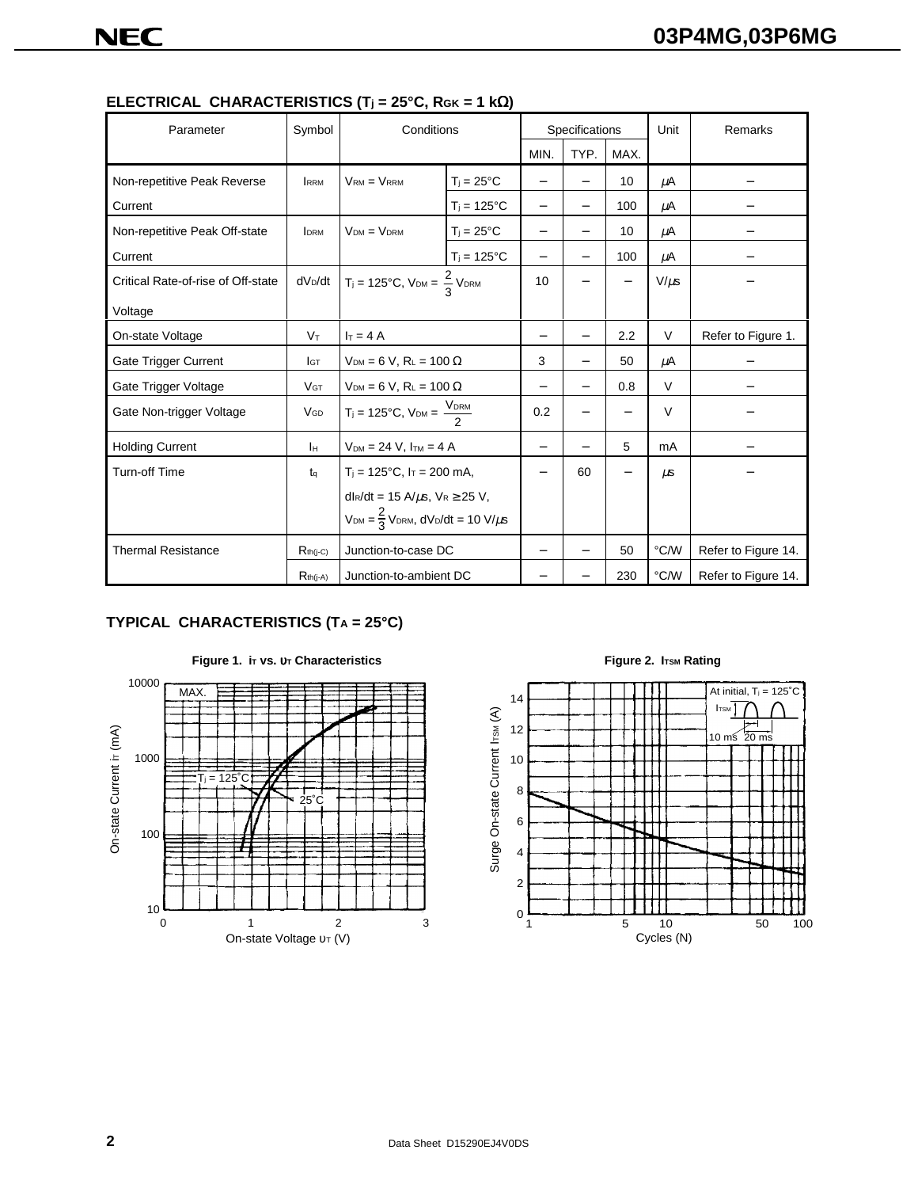## ELECTRICAL CHARACTERISTICS ($T_j$ = 25°C, $R_{GK}$ = 1 kΩ)

| Parameter | Symbol | Conditions | | Specifications | | | Unit | Remarks |
|---|---|---|---|---|---|---|---|---|
| | | | | MIN. | TYP. | MAX. | | |
| Non-repetitive Peak Reverse Current | $I_{RRM}$ | $V_{RM} = V_{RRM}$ | $T_j$ = 25°C | – | – | 10 | μA | – |
| | | | $T_j$ = 125°C | – | – | 100 | μA | – |
| Non-repetitive Peak Off-state Current | $I_{DRM}$ | $V_{DM} = V_{DRM}$ | $T_j$ = 25°C | – | – | 10 | μA | – |
| | | | $T_j$ = 125°C | – | – | 100 | μA | – |
| Critical Rate-of-rise of Off-state Voltage | $dV_D/dt$ | $T_j$ = 125°C, $V_{DM} = \frac{2}{3} V_{DRM}$ | | 10 | – | – | V/μs | – |
| On-state Voltage | $V_T$ | $I_T$ = 4 A | | – | – | 2.2 | V | Refer to Figure 1. |
| Gate Trigger Current | $I_{GT}$ | $V_{DM}$ = 6 V, $R_L$ = 100 Ω | | 3 | – | 50 | μA | – |
| Gate Trigger Voltage | $V_{GT}$ | $V_{DM}$ = 6 V, $R_L$ = 100 Ω | | – | – | 0.8 | V | – |
| Gate Non-trigger Voltage | $V_{GD}$ | $T_j$ = 125°C, $V_{DM} = \frac{V_{DRM}}{2}$ | | 0.2 | – | – | V | – |
| Holding Current | $I_H$ | $V_{DM}$ = 24 V, $I_{TM}$ = 4 A | | – | – | 5 | mA | – |
| Turn-off Time | $t_q$ | $T_j$ = 125°C, $I_T$ = 200 mA, $dI_R/dt$ = 15 A/μs, $V_R \geq 25$ V, $V_{DM} = \frac{2}{3} V_{DRM}$, $dV_D/dt$ = 10 V/μs | | – | 60 | – | μs | – |
| Thermal Resistance | $R_{th(j-C)}$ | Junction-to-case DC | | – | – | 50 | °C/W | Refer to Figure 14. |
| | $R_{th(j-A)}$ | Junction-to-ambient DC | | – | – | 230 | °C/W | Refer to Figure 14. |

## TYPICAL CHARACTERISTICS ($T_A$ = 25°C)

**Figure 1. $i_T$ vs. $\upsilon_T$ Characteristics**

**Figure 2. $I_{TSM}$ Rating**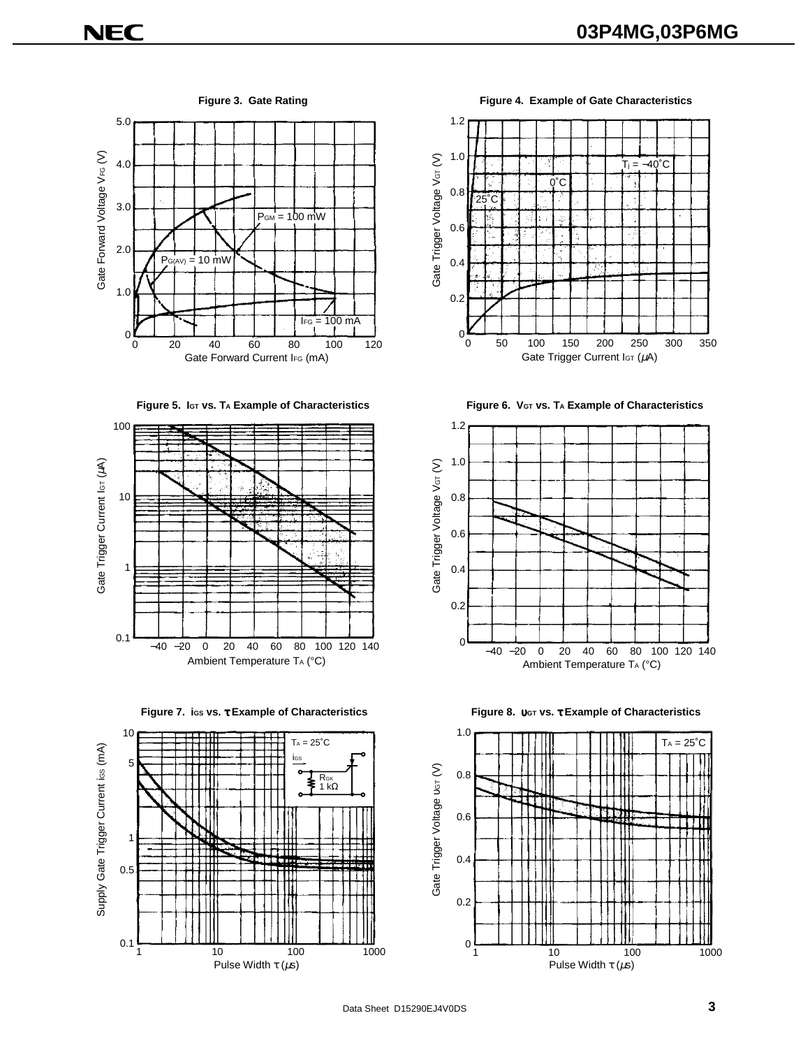**Figure 3. Gate Rating**

Gate Forward Voltage $V_{FG}$ (V) vs. Gate Forward Current $I_{FG}$ (mA)

$P_{GM}$ = 100 mW

$P_{G(AV)}$ = 10 mW

$I_{FG}$ = 100 mA

**Figure 4. Example of Gate Characteristics**

Gate Trigger Voltage $V_{GT}$ (V) vs. Gate Trigger Current $I_{GT}$ (μA)

$T_j$ = −40˚C

0˚C

25˚C

**Figure 5. $I_{GT}$ vs. $T_A$ Example of Characteristics**

Gate Trigger Current $I_{GT}$ (μA) vs. Ambient Temperature $T_A$ (°C)

**Figure 6. $V_{GT}$ vs. $T_A$ Example of Characteristics**

Gate Trigger Voltage $V_{GT}$ (V) vs. Ambient Temperature $T_A$ (°C)

**Figure 7. $i_{GS}$ vs. τ Example of Characteristics**

Supply Gate Trigger Current $i_{GS}$ (mA) vs. Pulse Width τ (μs)

$T_A$ = 25˚C

$i_{GS}$

$R_{GK}$ 1 kΩ

**Figure 8. $υ_{GT}$ vs. τ Example of Characteristics**

Gate Trigger Voltage $υ_{GT}$ (V) vs. Pulse Width τ (μs)

$T_A$ = 25˚C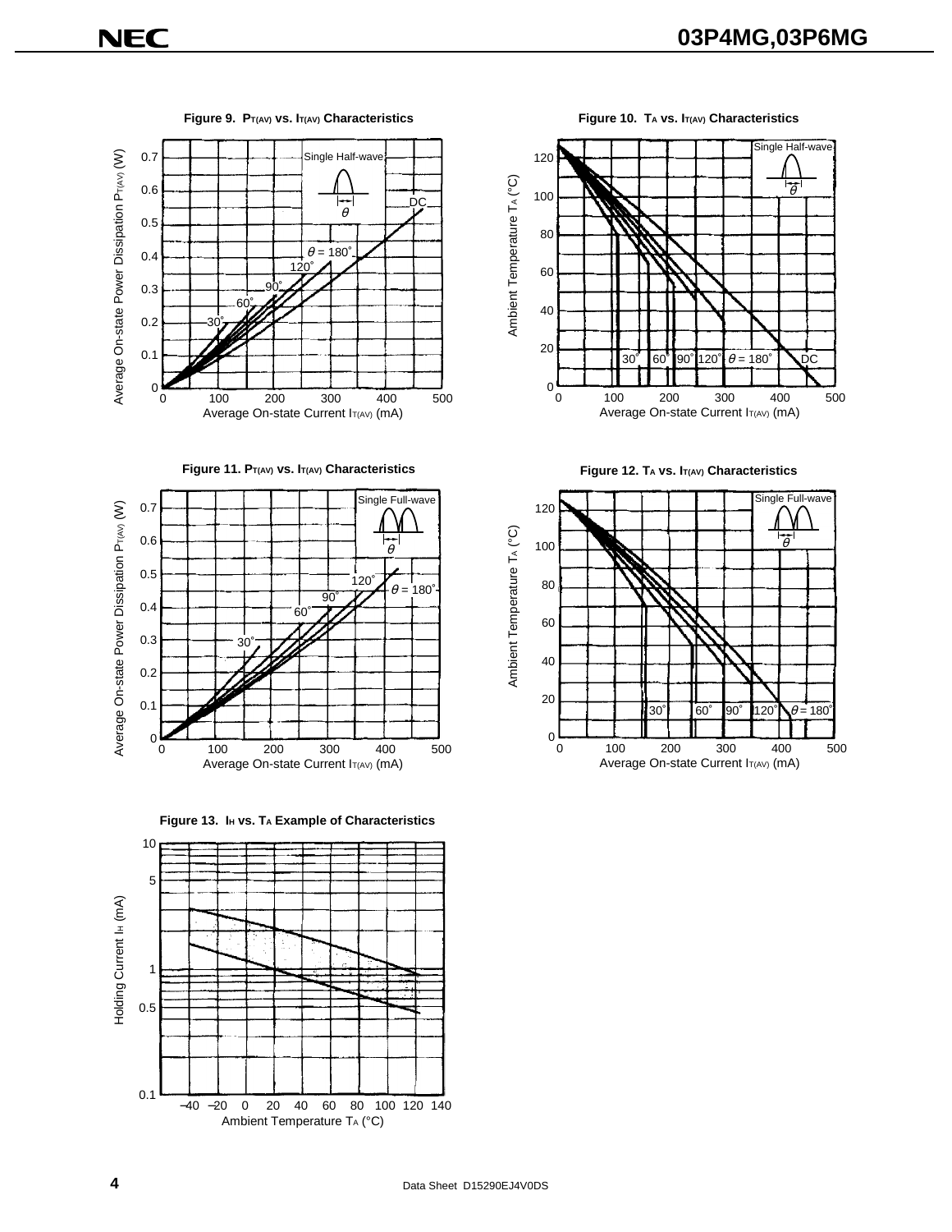**Figure 9. $P_{T(AV)}$ vs. $I_{T(AV)}$ Characteristics**

Average On-state Power Dissipation $P_{T(AV)}$ (W)

Average On-state Current $I_{T(AV)}$ (mA)

Single Half-wave

DC, $\theta$ = 180°, 120°, 90°, 60°, 30°

**Figure 10. $T_A$ vs. $I_{T(AV)}$ Characteristics**

Ambient Temperature $T_A$ (°C)

Average On-state Current $I_{T(AV)}$ (mA)

Single Half-wave

30°, 60°, 90°, 120°, $\theta$ = 180°, DC

**Figure 11. $P_{T(AV)}$ vs. $I_{T(AV)}$ Characteristics**

Average On-state Power Dissipation $P_{T(AV)}$ (W)

Average On-state Current $I_{T(AV)}$ (mA)

Single Full-wave

120°, $\theta$ = 180°, 90°, 60°, 30°

**Figure 12. $T_A$ vs. $I_{T(AV)}$ Characteristics**

Ambient Temperature $T_A$ (°C)

Average On-state Current $I_{T(AV)}$ (mA)

Single Full-wave

30°, 60°, 90°, 120°, $\theta$ = 180°

**Figure 13. $I_H$ vs. $T_A$ Example of Characteristics**

Holding Current $I_H$ (mA)

Ambient Temperature $T_A$ (°C)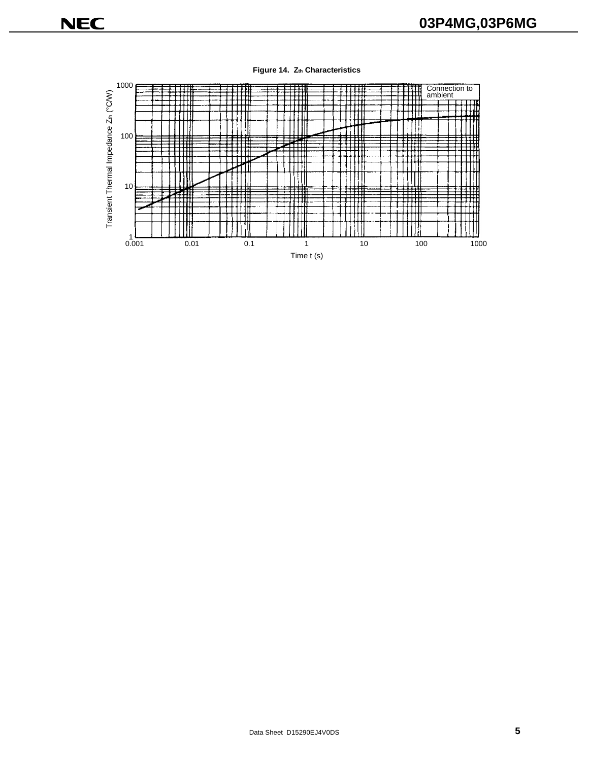**Figure 14. $Z_{th}$ Characteristics**

Connection to ambient

Transient Thermal Impedance $Z_{th}$ (°C/W)

1000

100

10

1

0.001 0.01 0.1 1 10 100 1000

Time t (s)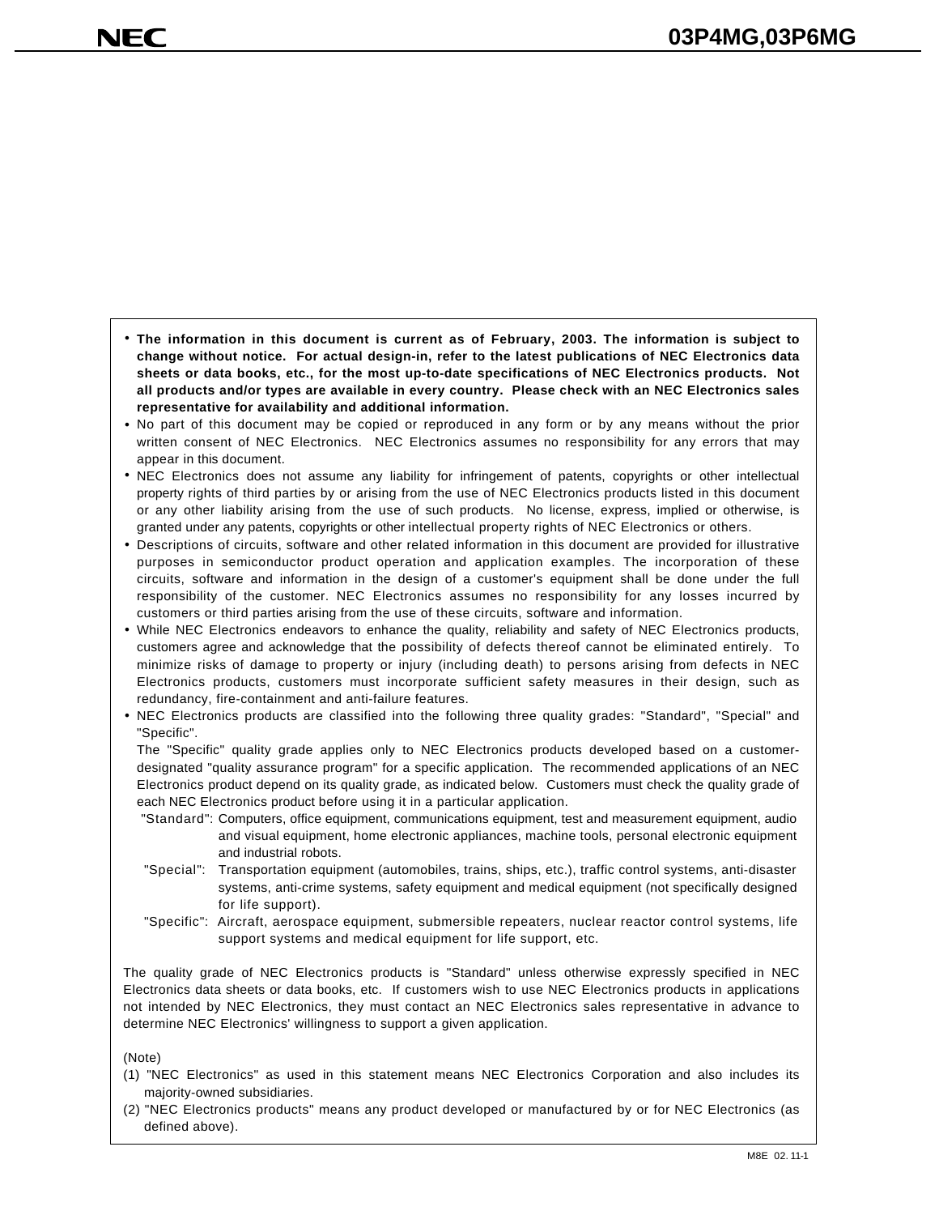- **The information in this document is current as of February, 2003. The information is subject to change without notice. For actual design-in, refer to the latest publications of NEC Electronics data sheets or data books, etc., for the most up-to-date specifications of NEC Electronics products. Not all products and/or types are available in every country. Please check with an NEC Electronics sales representative for availability and additional information.**
- No part of this document may be copied or reproduced in any form or by any means without the prior written consent of NEC Electronics. NEC Electronics assumes no responsibility for any errors that may appear in this document.
- NEC Electronics does not assume any liability for infringement of patents, copyrights or other intellectual property rights of third parties by or arising from the use of NEC Electronics products listed in this document or any other liability arising from the use of such products. No license, express, implied or otherwise, is granted under any patents, copyrights or other intellectual property rights of NEC Electronics or others.
- Descriptions of circuits, software and other related information in this document are provided for illustrative purposes in semiconductor product operation and application examples. The incorporation of these circuits, software and information in the design of a customer's equipment shall be done under the full responsibility of the customer. NEC Electronics assumes no responsibility for any losses incurred by customers or third parties arising from the use of these circuits, software and information.
- While NEC Electronics endeavors to enhance the quality, reliability and safety of NEC Electronics products, customers agree and acknowledge that the possibility of defects thereof cannot be eliminated entirely. To minimize risks of damage to property or injury (including death) to persons arising from defects in NEC Electronics products, customers must incorporate sufficient safety measures in their design, such as redundancy, fire-containment and anti-failure features.
- NEC Electronics products are classified into the following three quality grades: "Standard", "Special" and "Specific".
  The "Specific" quality grade applies only to NEC Electronics products developed based on a customer-designated "quality assurance program" for a specific application. The recommended applications of an NEC Electronics product depend on its quality grade, as indicated below. Customers must check the quality grade of each NEC Electronics product before using it in a particular application.
  "Standard": Computers, office equipment, communications equipment, test and measurement equipment, audio and visual equipment, home electronic appliances, machine tools, personal electronic equipment and industrial robots.
  "Special": Transportation equipment (automobiles, trains, ships, etc.), traffic control systems, anti-disaster systems, anti-crime systems, safety equipment and medical equipment (not specifically designed for life support).
  "Specific": Aircraft, aerospace equipment, submersible repeaters, nuclear reactor control systems, life support systems and medical equipment for life support, etc.

The quality grade of NEC Electronics products is "Standard" unless otherwise expressly specified in NEC Electronics data sheets or data books, etc. If customers wish to use NEC Electronics products in applications not intended by NEC Electronics, they must contact an NEC Electronics sales representative in advance to determine NEC Electronics' willingness to support a given application.

(Note)

(1) "NEC Electronics" as used in this statement means NEC Electronics Corporation and also includes its majority-owned subsidiaries.

(2) "NEC Electronics products" means any product developed or manufactured by or for NEC Electronics (as defined above).

M8E 02. 11-1